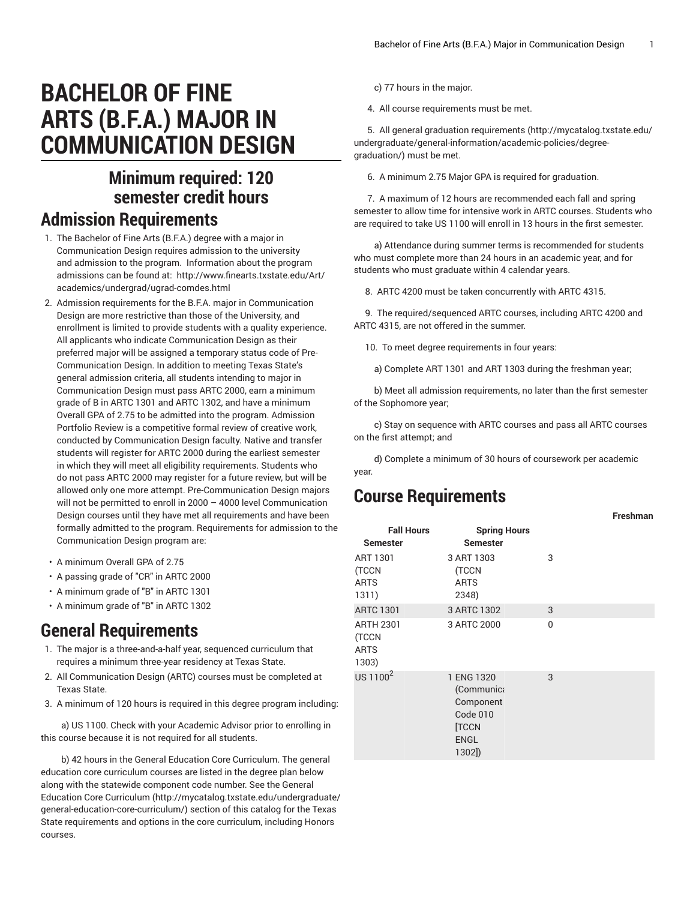# BACHELOR OF FINE ARTS (B.F.A.) MAJOR IN COMMUNICATION DESIGN

## Minimum required: 120 semester credit hours

## Admission Requirements

1. The Bachelor of Fine Arts (B.F.A.) degree with a major in Communication Design requires admission to the university and admission to the program. Information about the program admissions can be found at: http://www.finearts.txstate.edu/Art/academics/undergrad/ugrad-comdes.html
2. Admission requirements for the B.F.A. major in Communication Design are more restrictive than those of the University, and enrollment is limited to provide students with a quality experience. All applicants who indicate Communication Design as their preferred major will be assigned a temporary status code of Pre-Communication Design. In addition to meeting Texas State's general admission criteria, all students intending to major in Communication Design must pass ARTC 2000, earn a minimum grade of B in ARTC 1301 and ARTC 1302, and have a minimum Overall GPA of 2.75 to be admitted into the program. Admission Portfolio Review is a competitive formal review of creative work, conducted by Communication Design faculty. Native and transfer students will register for ARTC 2000 during the earliest semester in which they will meet all eligibility requirements. Students who do not pass ARTC 2000 may register for a future review, but will be allowed only one more attempt. Pre-Communication Design majors will not be permitted to enroll in 2000 – 4000 level Communication Design courses until they have met all requirements and have been formally admitted to the program. Requirements for admission to the Communication Design program are:

- A minimum Overall GPA of 2.75
- A passing grade of "CR" in ARTC 2000
- A minimum grade of "B" in ARTC 1301
- A minimum grade of "B" in ARTC 1302

## General Requirements

1. The major is a three-and-a-half year, sequenced curriculum that requires a minimum three-year residency at Texas State.
2. All Communication Design (ARTC) courses must be completed at Texas State.
3. A minimum of 120 hours is required in this degree program including:

    a) US 1100. Check with your Academic Advisor prior to enrolling in this course because it is not required for all students.

    b) 42 hours in the General Education Core Curriculum. The general education core curriculum courses are listed in the degree plan below along with the statewide component code number. See the General Education Core Curriculum (http://mycatalog.txstate.edu/undergraduate/general-education-core-curriculum/) section of this catalog for the Texas State requirements and options in the core curriculum, including Honors courses.

    c) 77 hours in the major.

4. All course requirements must be met.

5. All general graduation requirements (http://mycatalog.txstate.edu/undergraduate/general-information/academic-policies/degree-graduation/) must be met.

6. A minimum 2.75 Major GPA is required for graduation.

7. A maximum of 12 hours are recommended each fall and spring semester to allow time for intensive work in ARTC courses. Students who are required to take US 1100 will enroll in 13 hours in the first semester.

    a) Attendance during summer terms is recommended for students who must complete more than 24 hours in an academic year, and for students who must graduate within 4 calendar years.

8. ARTC 4200 must be taken concurrently with ARTC 4315.

9. The required/sequenced ARTC courses, including ARTC 4200 and ARTC 4315, are not offered in the summer.

10. To meet degree requirements in four years:

    a) Complete ART 1301 and ART 1303 during the freshman year;

    b) Meet all admission requirements, no later than the first semester of the Sophomore year;

    c) Stay on sequence with ARTC courses and pass all ARTC courses on the first attempt; and

    d) Complete a minimum of 30 hours of coursework per academic year.

## Course Requirements

**Freshman**

| Fall Semester | Hours | Spring Semester | Hours |
|---|---|---|---|
| ART 1301 (TCCN ARTS 1311) | 3 | ART 1303 (TCCN ARTS 2348) | 3 |
| ARTC 1301 | 3 | ARTC 1302 | 3 |
| ARTH 2301 (TCCN ARTS 1303) | 3 | ARTC 2000 | 0 |
| US 1100[2] | 1 | ENG 1320 (Communication Component Code 010 [TCCN ENGL 1302]) | 3 |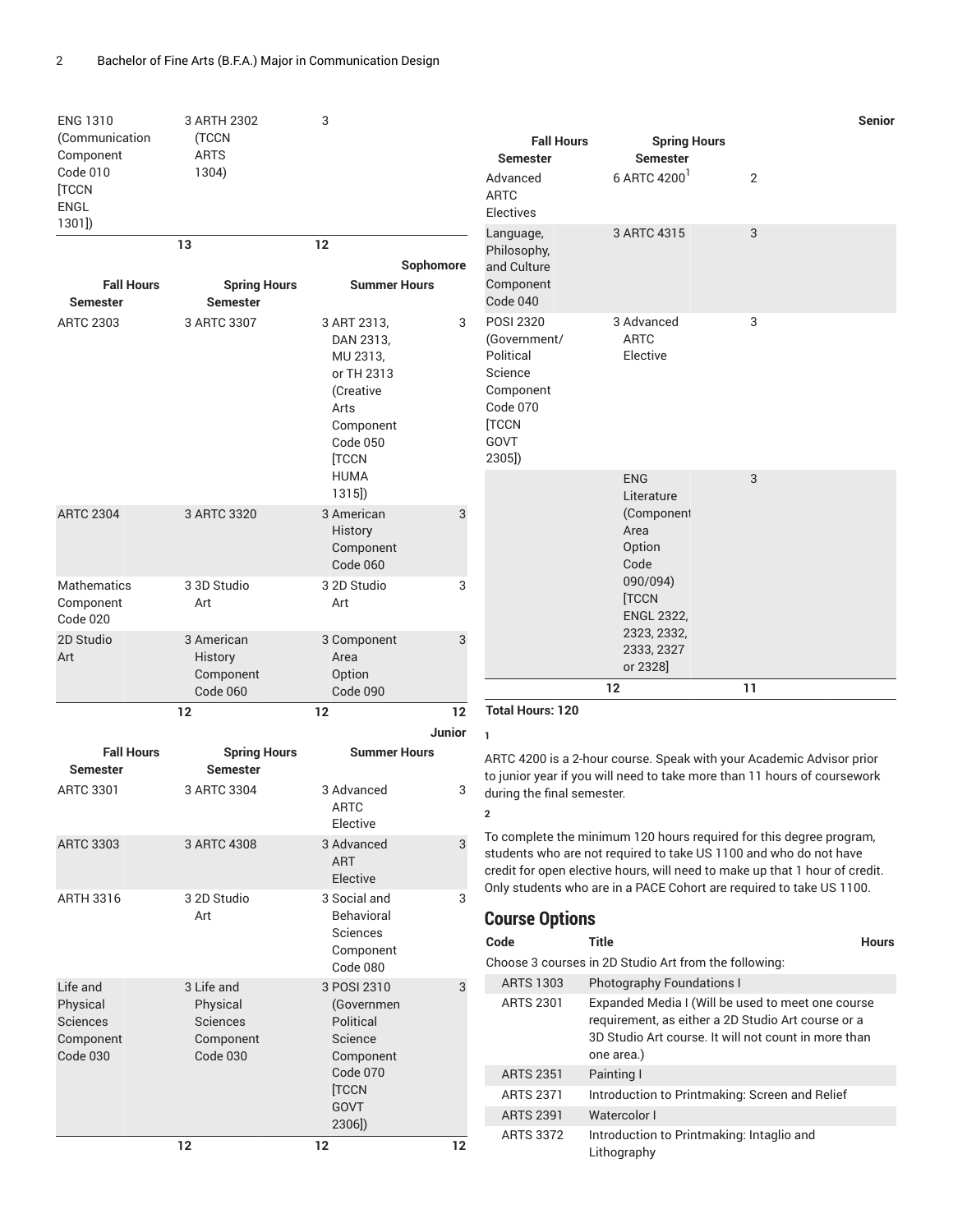| | | | | | |
|---|---|---|---|---|---|
| ENG 1310 (Communication Component Code 010 [TCCN ENGL 1301]) | 3 | ARTH 2302 (TCCN ARTS 1304) | 3 | | |
| | 13 | | 12 | | |

**Sophomore**

| Fall Semester | Hours | Spring Semester | Hours | Summer | Hours |
|---|---|---|---|---|---|
| ARTC 2303 | 3 | ARTC 3307 | 3 | ART 2313, DAN 2313, MU 2313, or TH 2313 (Creative Arts Component Code 050 [TCCN HUMA 1315]) | 3 |
| ARTC 2304 | 3 | ARTC 3320 | 3 | American History Component Code 060 | 3 |
| Mathematics Component Code 020 | 3 | 3D Studio Art | 3 | 2D Studio Art | 3 |
| 2D Studio Art | 3 | American History Component Code 060 | 3 | Component Area Option Code 090 | 3 |
| | 12 | | 12 | | 12 |

**Junior**

| Fall Semester | Hours | Spring Semester | Hours | Summer | Hours |
|---|---|---|---|---|---|
| ARTC 3301 | 3 | ARTC 3304 | 3 | Advanced ARTC Elective | 3 |
| ARTC 3303 | 3 | ARTC 4308 | 3 | Advanced ART Elective | 3 |
| ARTH 3316 | 3 | 2D Studio Art | 3 | Social and Behavioral Sciences Component Code 080 | 3 |
| Life and Physical Sciences Component Code 030 | 3 | Life and Physical Sciences Component Code 030 | 3 | POSI 2310 (Governmen Political Science Component Code 070 [TCCN GOVT 2306]) | 3 |
| | 12 | | 12 | | 12 |

**Senior**

| Fall Semester | Hours | Spring Semester | Hours |
|---|---|---|---|
| Advanced ARTC Electives | 6 | ARTC 4200[1] | 2 |
| Language, Philosophy, and Culture Component Code 040 | 3 | ARTC 4315 | 3 |
| POSI 2320 (Government/ Political Science Component Code 070 [TCCN GOVT 2305]) | 3 | Advanced ARTC Elective | 3 |
| | | ENG Literature (Component Area Option Code 090/094) [TCCN ENGL 2322, 2323, 2332, 2333, 2327 or 2328] | 3 |
| | 12 | | 11 |

**Total Hours: 120**

1

ARTC 4200 is a 2-hour course. Speak with your Academic Advisor prior to junior year if you will need to take more than 11 hours of coursework during the final semester.

2

To complete the minimum 120 hours required for this degree program, students who are not required to take US 1100 and who do not have credit for open elective hours, will need to make up that 1 hour of credit. Only students who are in a PACE Cohort are required to take US 1100.

## Course Options

| Code | Title | Hours |
|---|---|---|
| Choose 3 courses in 2D Studio Art from the following: | | |
| ARTS 1303 | Photography Foundations I | |
| ARTS 2301 | Expanded Media I (Will be used to meet one course requirement, as either a 2D Studio Art course or a 3D Studio Art course. It will not count in more than one area.) | |
| ARTS 2351 | Painting I | |
| ARTS 2371 | Introduction to Printmaking: Screen and Relief | |
| ARTS 2391 | Watercolor I | |
| ARTS 3372 | Introduction to Printmaking: Intaglio and Lithography | |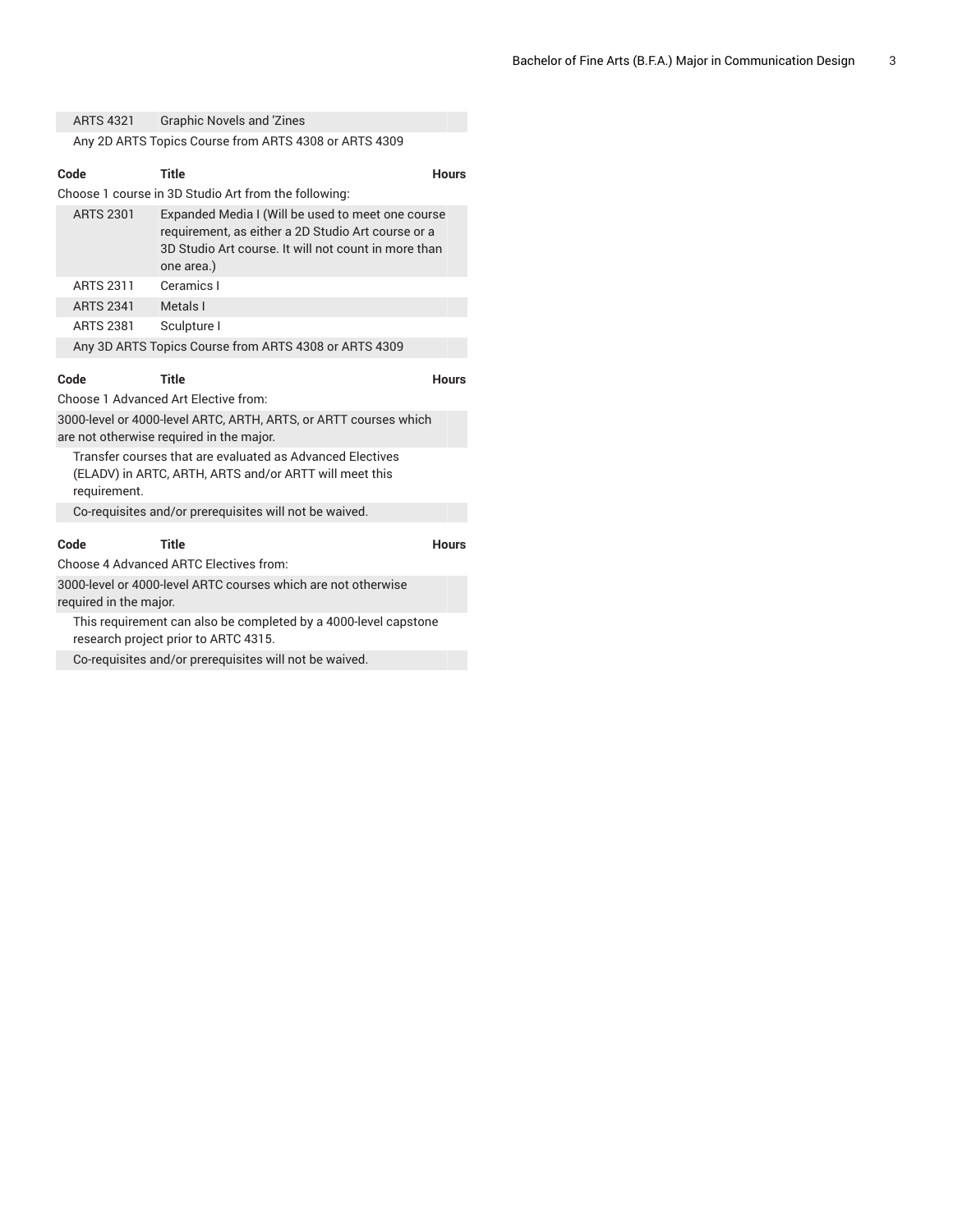| Code | Title | Hours |
| --- | --- | --- |
| ARTS 4321 | Graphic Novels and 'Zines | |
| Any 2D ARTS Topics Course from ARTS 4308 or ARTS 4309 | | |

| Code | Title | Hours |
| --- | --- | --- |
| Choose 1 course in 3D Studio Art from the following: | | |
| ARTS 2301 | Expanded Media I (Will be used to meet one course requirement, as either a 2D Studio Art course or a 3D Studio Art course. It will not count in more than one area.) | |
| ARTS 2311 | Ceramics I | |
| ARTS 2341 | Metals I | |
| ARTS 2381 | Sculpture I | |
| Any 3D ARTS Topics Course from ARTS 4308 or ARTS 4309 | | |

| Code | Title | Hours |
| --- | --- | --- |
| Choose 1 Advanced Art Elective from: | | |
| 3000-level or 4000-level ARTC, ARTH, ARTS, or ARTT courses which are not otherwise required in the major. | | |
| Transfer courses that are evaluated as Advanced Electives (ELADV) in ARTC, ARTH, ARTS and/or ARTT will meet this requirement. | | |
| Co-requisites and/or prerequisites will not be waived. | | |

| Code | Title | Hours |
| --- | --- | --- |
| Choose 4 Advanced ARTC Electives from: | | |
| 3000-level or 4000-level ARTC courses which are not otherwise required in the major. | | |
| This requirement can also be completed by a 4000-level capstone research project prior to ARTC 4315. | | |
| Co-requisites and/or prerequisites will not be waived. | | |